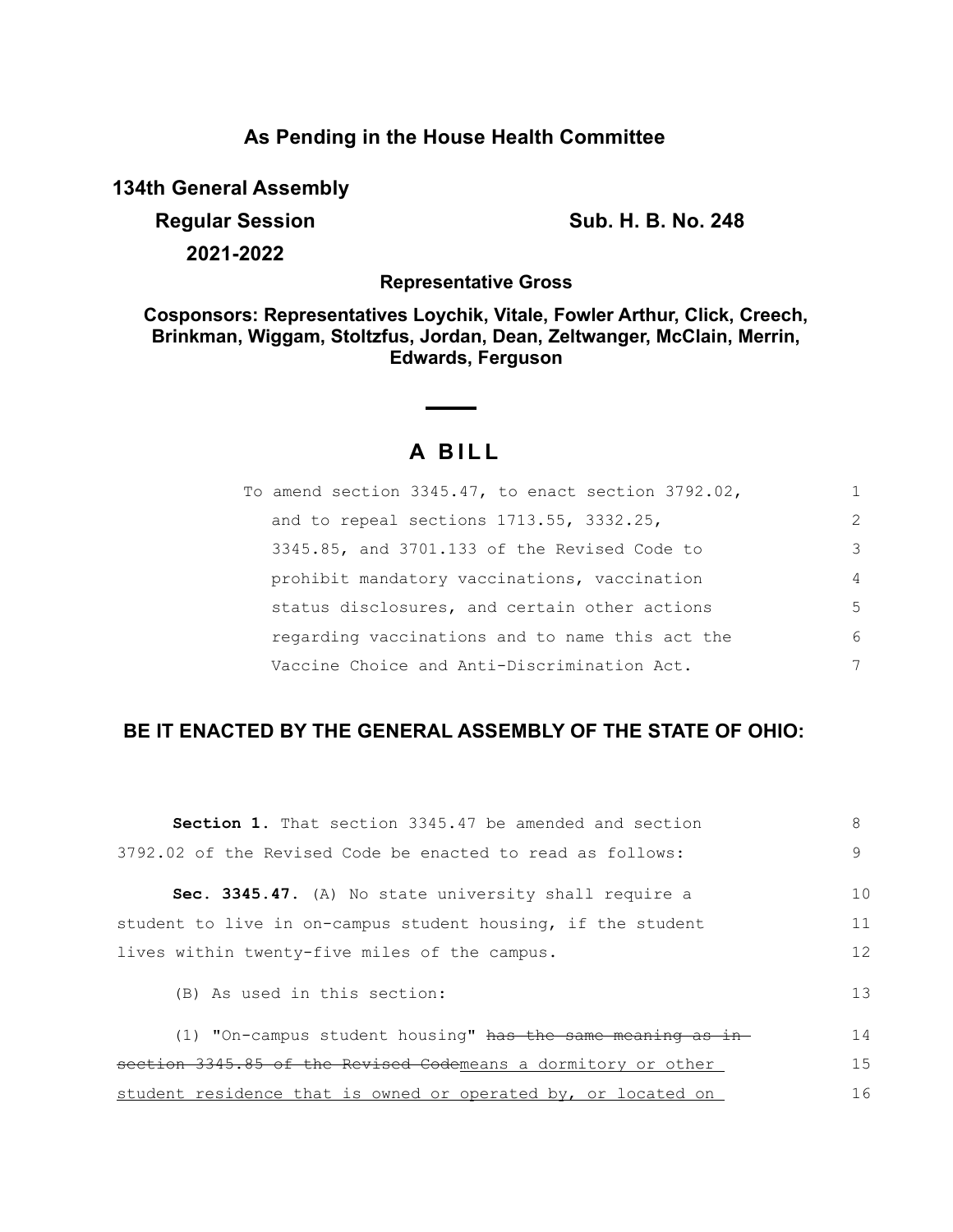## As Pending in the House Health Committee

**134th General Assembly**

**Regular Session** **Sub. H. B. No. 248**

**2021-2022**

**Representative Gross**

**Cosponsors: Representatives Loychik, Vitale, Fowler Arthur, Click, Creech, Brinkman, Wiggam, Stoltzfus, Jordan, Dean, Zeltwanger, McClain, Merrin, Edwards, Ferguson**

# A BILL

To amend section 3345.47, to enact section 3792.02, and to repeal sections 1713.55, 3332.25, 3345.85, and 3701.133 of the Revised Code to prohibit mandatory vaccinations, vaccination status disclosures, and certain other actions regarding vaccinations and to name this act the Vaccine Choice and Anti-Discrimination Act.

## BE IT ENACTED BY THE GENERAL ASSEMBLY OF THE STATE OF OHIO:

**Section 1.** That section 3345.47 be amended and section 3792.02 of the Revised Code be enacted to read as follows:

**Sec. 3345.47.** (A) No state university shall require a student to live in on-campus student housing, if the student lives within twenty-five miles of the campus.

(B) As used in this section:

(1) "On-campus student housing" ~~has the same meaning as in section 3345.85 of the Revised Code~~<u>means a dormitory or other student residence that is owned or operated by, or located on</u>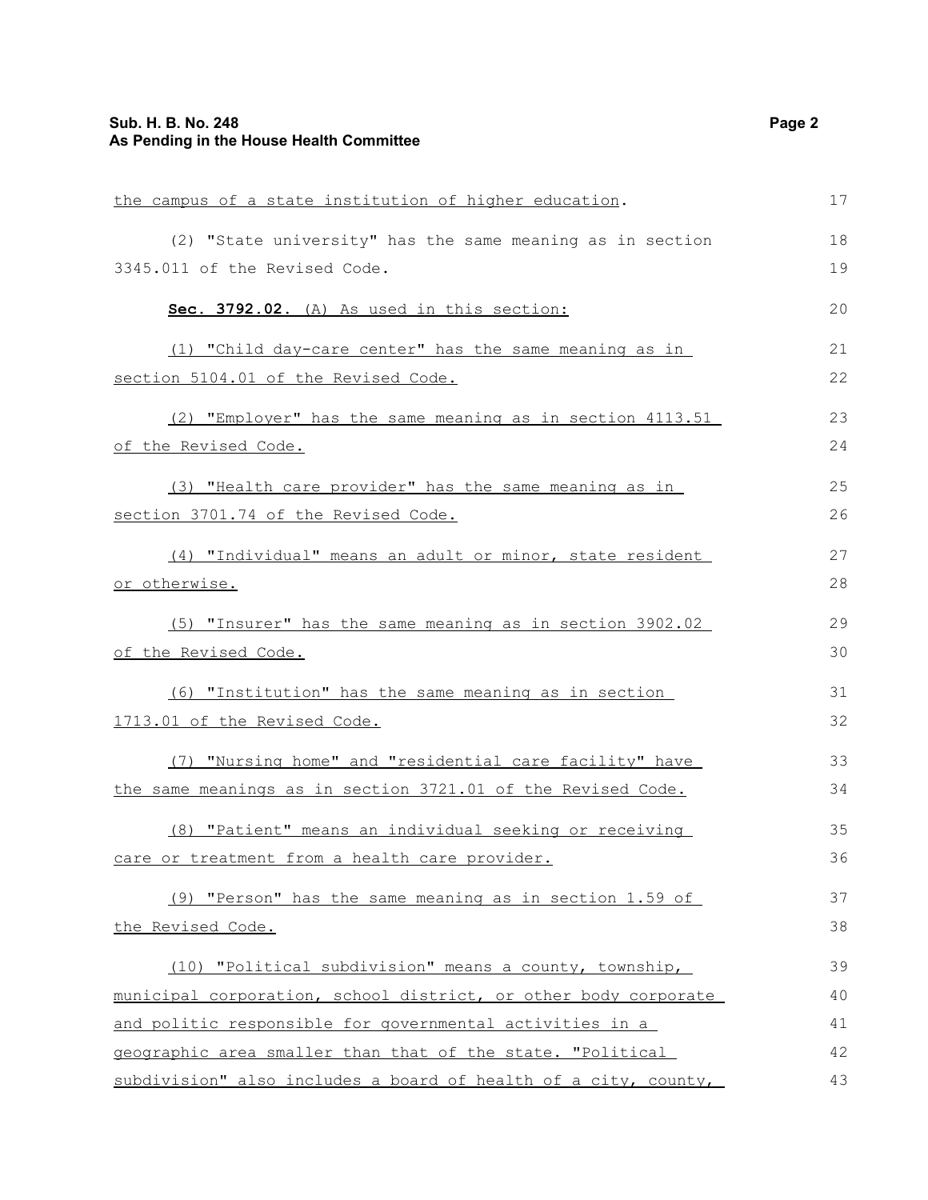the campus of a state institution of higher education.

(2) "State university" has the same meaning as in section 3345.011 of the Revised Code.

**Sec. 3792.02.** (A) As used in this section:

(1) "Child day-care center" has the same meaning as in section 5104.01 of the Revised Code.

(2) "Employer" has the same meaning as in section 4113.51 of the Revised Code.

(3) "Health care provider" has the same meaning as in section 3701.74 of the Revised Code.

(4) "Individual" means an adult or minor, state resident or otherwise.

(5) "Insurer" has the same meaning as in section 3902.02 of the Revised Code.

(6) "Institution" has the same meaning as in section 1713.01 of the Revised Code.

(7) "Nursing home" and "residential care facility" have the same meanings as in section 3721.01 of the Revised Code.

(8) "Patient" means an individual seeking or receiving care or treatment from a health care provider.

(9) "Person" has the same meaning as in section 1.59 of the Revised Code.

(10) "Political subdivision" means a county, township, municipal corporation, school district, or other body corporate and politic responsible for governmental activities in a geographic area smaller than that of the state. "Political subdivision" also includes a board of health of a city, county,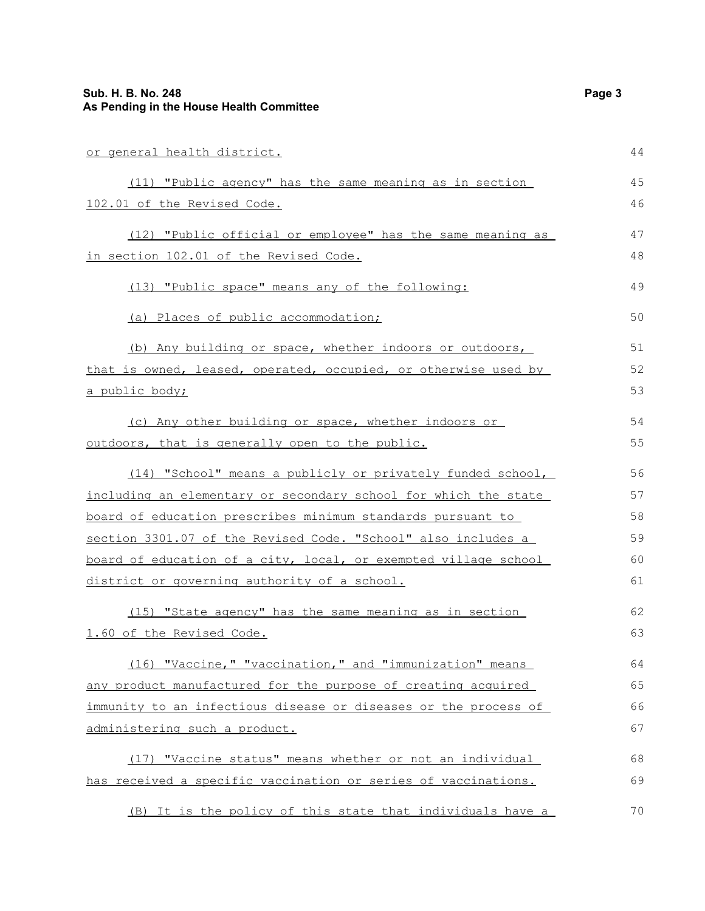or general health district.

(11) "Public agency" has the same meaning as in section 102.01 of the Revised Code.

(12) "Public official or employee" has the same meaning as in section 102.01 of the Revised Code.

(13) "Public space" means any of the following:

(a) Places of public accommodation;

(b) Any building or space, whether indoors or outdoors, that is owned, leased, operated, occupied, or otherwise used by a public body;

(c) Any other building or space, whether indoors or outdoors, that is generally open to the public.

(14) "School" means a publicly or privately funded school, including an elementary or secondary school for which the state board of education prescribes minimum standards pursuant to section 3301.07 of the Revised Code. "School" also includes a board of education of a city, local, or exempted village school district or governing authority of a school.

(15) "State agency" has the same meaning as in section 1.60 of the Revised Code.

(16) "Vaccine," "vaccination," and "immunization" means any product manufactured for the purpose of creating acquired immunity to an infectious disease or diseases or the process of administering such a product.

(17) "Vaccine status" means whether or not an individual has received a specific vaccination or series of vaccinations.

(B) It is the policy of this state that individuals have a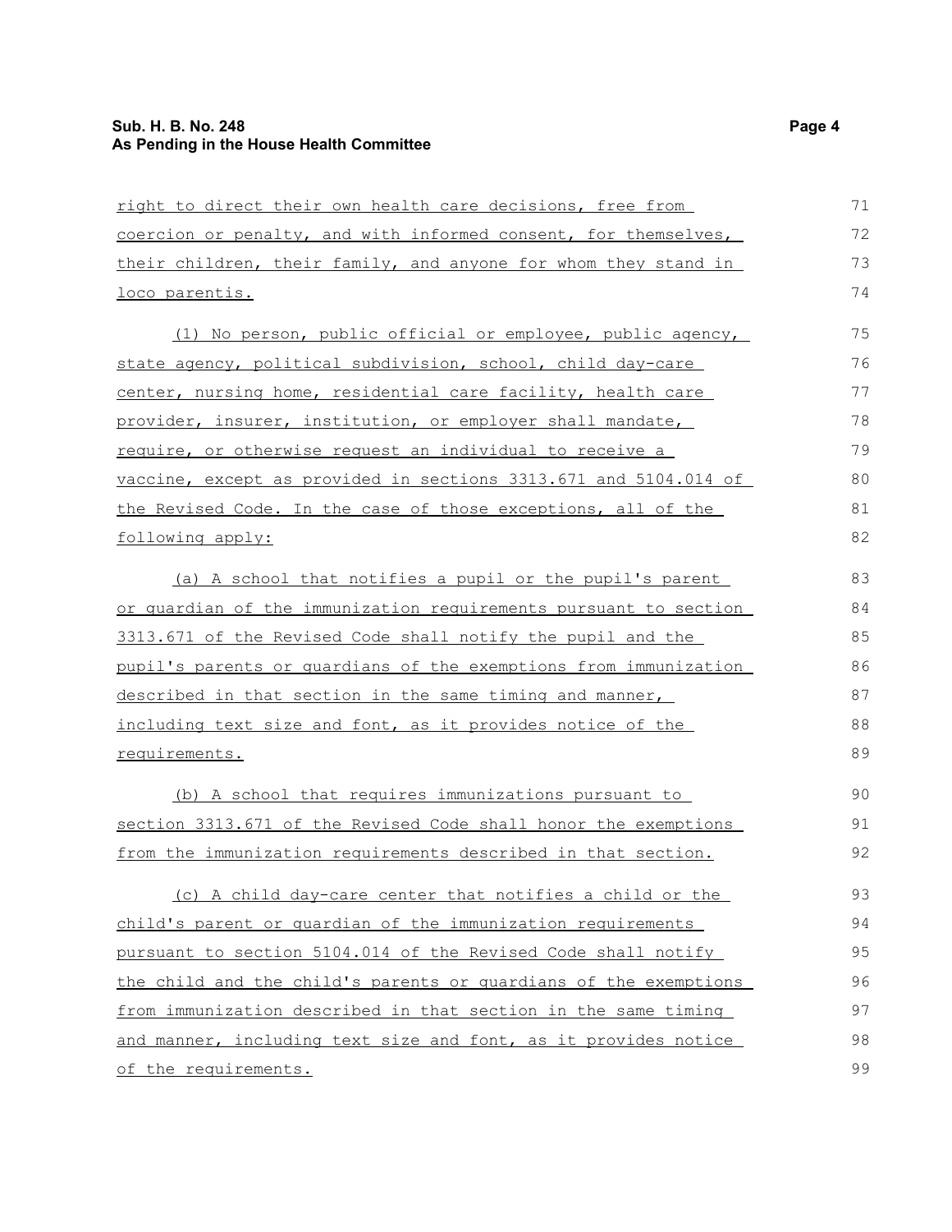right to direct their own health care decisions, free from coercion or penalty, and with informed consent, for themselves, their children, their family, and anyone for whom they stand in loco parentis.

(1) No person, public official or employee, public agency, state agency, political subdivision, school, child day-care center, nursing home, residential care facility, health care provider, insurer, institution, or employer shall mandate, require, or otherwise request an individual to receive a vaccine, except as provided in sections 3313.671 and 5104.014 of the Revised Code. In the case of those exceptions, all of the following apply:

(a) A school that notifies a pupil or the pupil's parent or guardian of the immunization requirements pursuant to section 3313.671 of the Revised Code shall notify the pupil and the pupil's parents or guardians of the exemptions from immunization described in that section in the same timing and manner, including text size and font, as it provides notice of the requirements.

(b) A school that requires immunizations pursuant to section 3313.671 of the Revised Code shall honor the exemptions from the immunization requirements described in that section.

(c) A child day-care center that notifies a child or the child's parent or guardian of the immunization requirements pursuant to section 5104.014 of the Revised Code shall notify the child and the child's parents or guardians of the exemptions from immunization described in that section in the same timing and manner, including text size and font, as it provides notice of the requirements.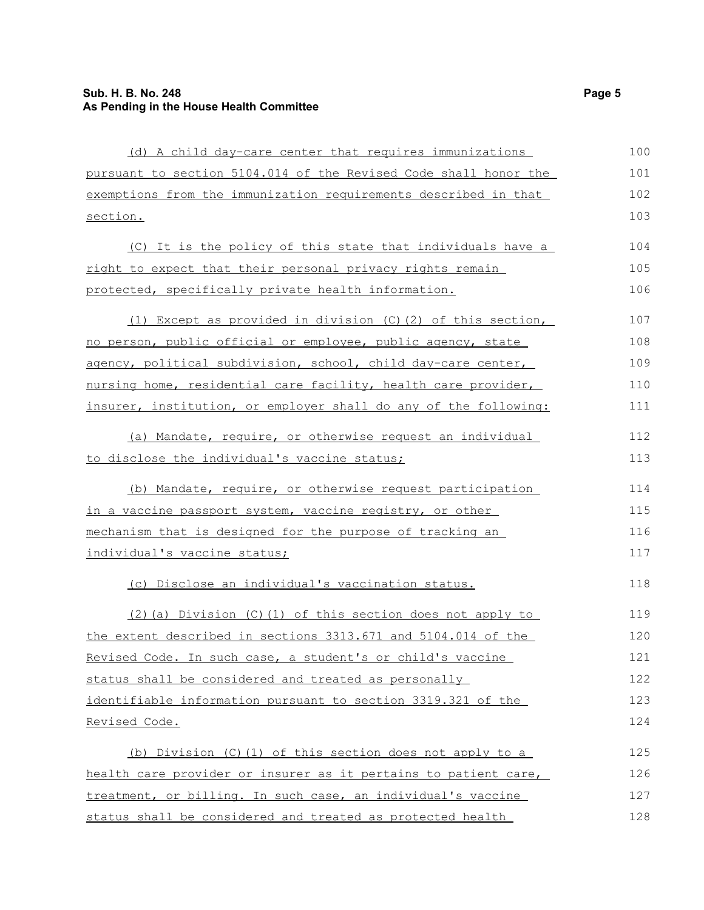(d) A child day-care center that requires immunizations pursuant to section 5104.014 of the Revised Code shall honor the exemptions from the immunization requirements described in that section.

(C) It is the policy of this state that individuals have a right to expect that their personal privacy rights remain protected, specifically private health information.

(1) Except as provided in division (C)(2) of this section, no person, public official or employee, public agency, state agency, political subdivision, school, child day-care center, nursing home, residential care facility, health care provider, insurer, institution, or employer shall do any of the following:

(a) Mandate, require, or otherwise request an individual to disclose the individual's vaccine status;

(b) Mandate, require, or otherwise request participation in a vaccine passport system, vaccine registry, or other mechanism that is designed for the purpose of tracking an individual's vaccine status;

(c) Disclose an individual's vaccination status.

(2)(a) Division (C)(1) of this section does not apply to the extent described in sections 3313.671 and 5104.014 of the Revised Code. In such case, a student's or child's vaccine status shall be considered and treated as personally identifiable information pursuant to section 3319.321 of the Revised Code.

(b) Division (C)(1) of this section does not apply to a health care provider or insurer as it pertains to patient care, treatment, or billing. In such case, an individual's vaccine status shall be considered and treated as protected health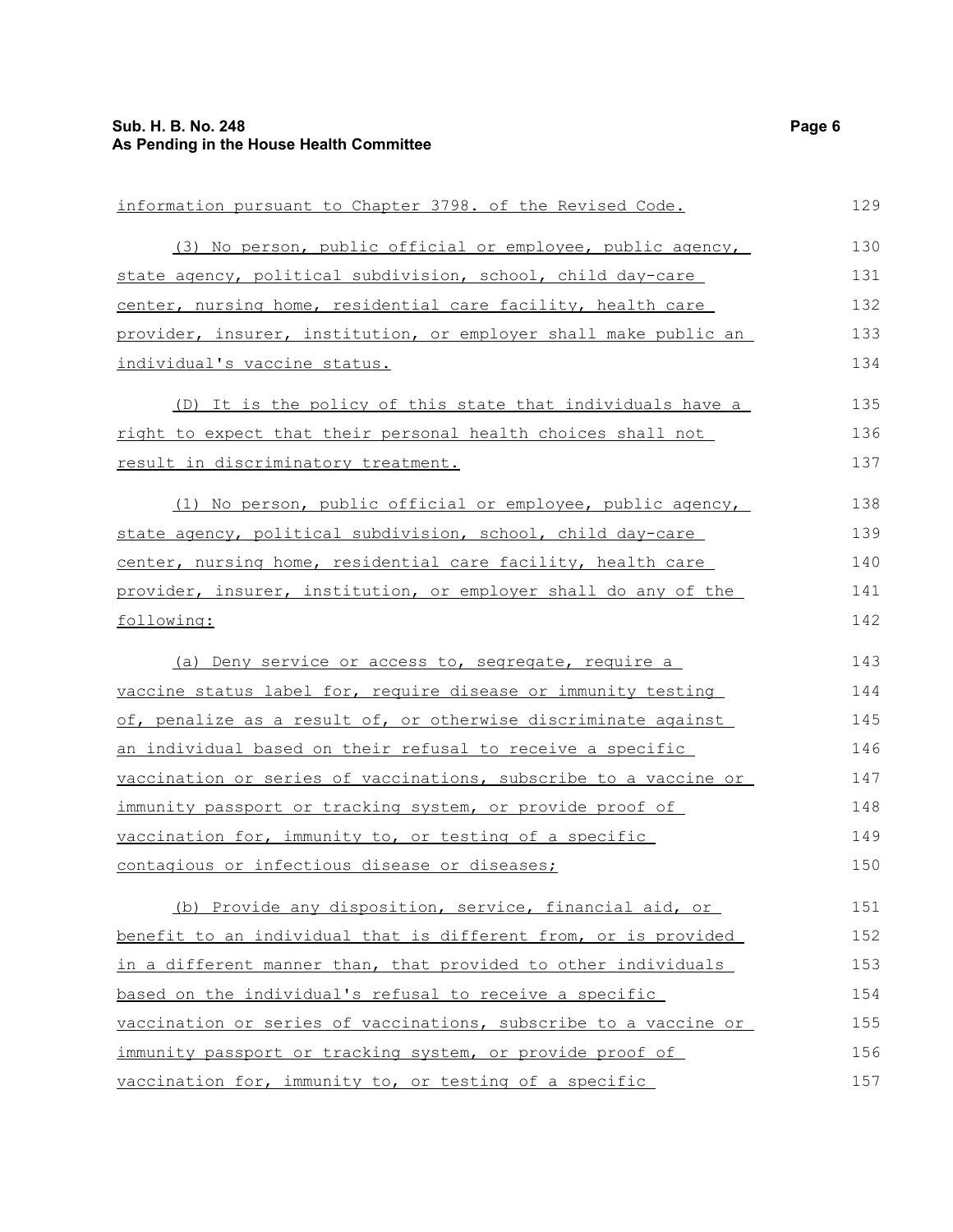information pursuant to Chapter 3798. of the Revised Code.

(3) No person, public official or employee, public agency, state agency, political subdivision, school, child day-care center, nursing home, residential care facility, health care provider, insurer, institution, or employer shall make public an individual's vaccine status.

(D) It is the policy of this state that individuals have a right to expect that their personal health choices shall not result in discriminatory treatment.

(1) No person, public official or employee, public agency, state agency, political subdivision, school, child day-care center, nursing home, residential care facility, health care provider, insurer, institution, or employer shall do any of the following:

(a) Deny service or access to, segregate, require a vaccine status label for, require disease or immunity testing of, penalize as a result of, or otherwise discriminate against an individual based on their refusal to receive a specific vaccination or series of vaccinations, subscribe to a vaccine or immunity passport or tracking system, or provide proof of vaccination for, immunity to, or testing of a specific contagious or infectious disease or diseases;

(b) Provide any disposition, service, financial aid, or benefit to an individual that is different from, or is provided in a different manner than, that provided to other individuals based on the individual's refusal to receive a specific vaccination or series of vaccinations, subscribe to a vaccine or immunity passport or tracking system, or provide proof of vaccination for, immunity to, or testing of a specific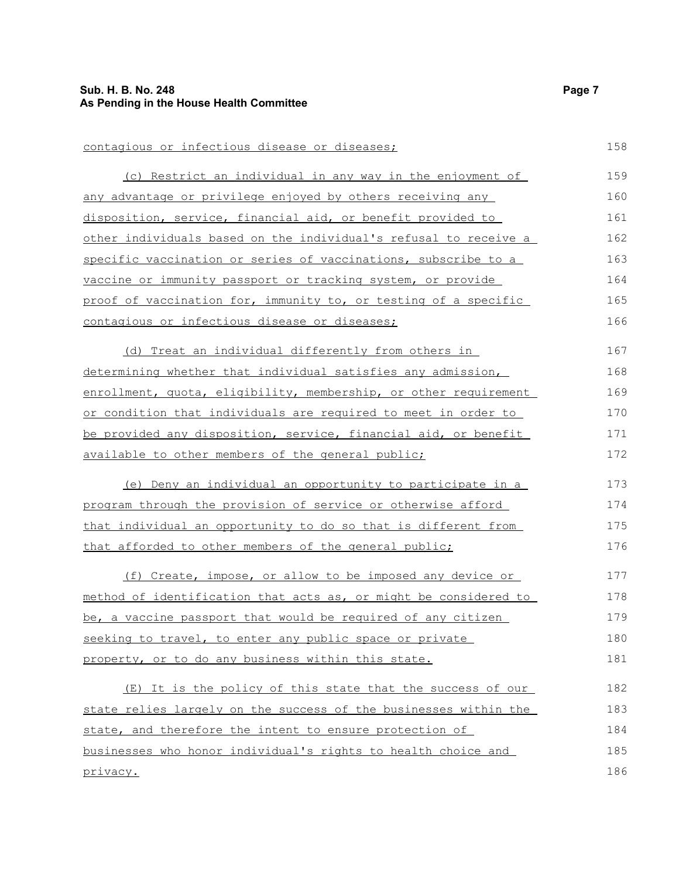contagious or infectious disease or diseases;

(c) Restrict an individual in any way in the enjoyment of any advantage or privilege enjoyed by others receiving any disposition, service, financial aid, or benefit provided to other individuals based on the individual's refusal to receive a specific vaccination or series of vaccinations, subscribe to a vaccine or immunity passport or tracking system, or provide proof of vaccination for, immunity to, or testing of a specific contagious or infectious disease or diseases;

(d) Treat an individual differently from others in determining whether that individual satisfies any admission, enrollment, quota, eligibility, membership, or other requirement or condition that individuals are required to meet in order to be provided any disposition, service, financial aid, or benefit available to other members of the general public;

(e) Deny an individual an opportunity to participate in a program through the provision of service or otherwise afford that individual an opportunity to do so that is different from that afforded to other members of the general public;

(f) Create, impose, or allow to be imposed any device or method of identification that acts as, or might be considered to be, a vaccine passport that would be required of any citizen seeking to travel, to enter any public space or private property, or to do any business within this state.

(E) It is the policy of this state that the success of our state relies largely on the success of the businesses within the state, and therefore the intent to ensure protection of businesses who honor individual's rights to health choice and privacy.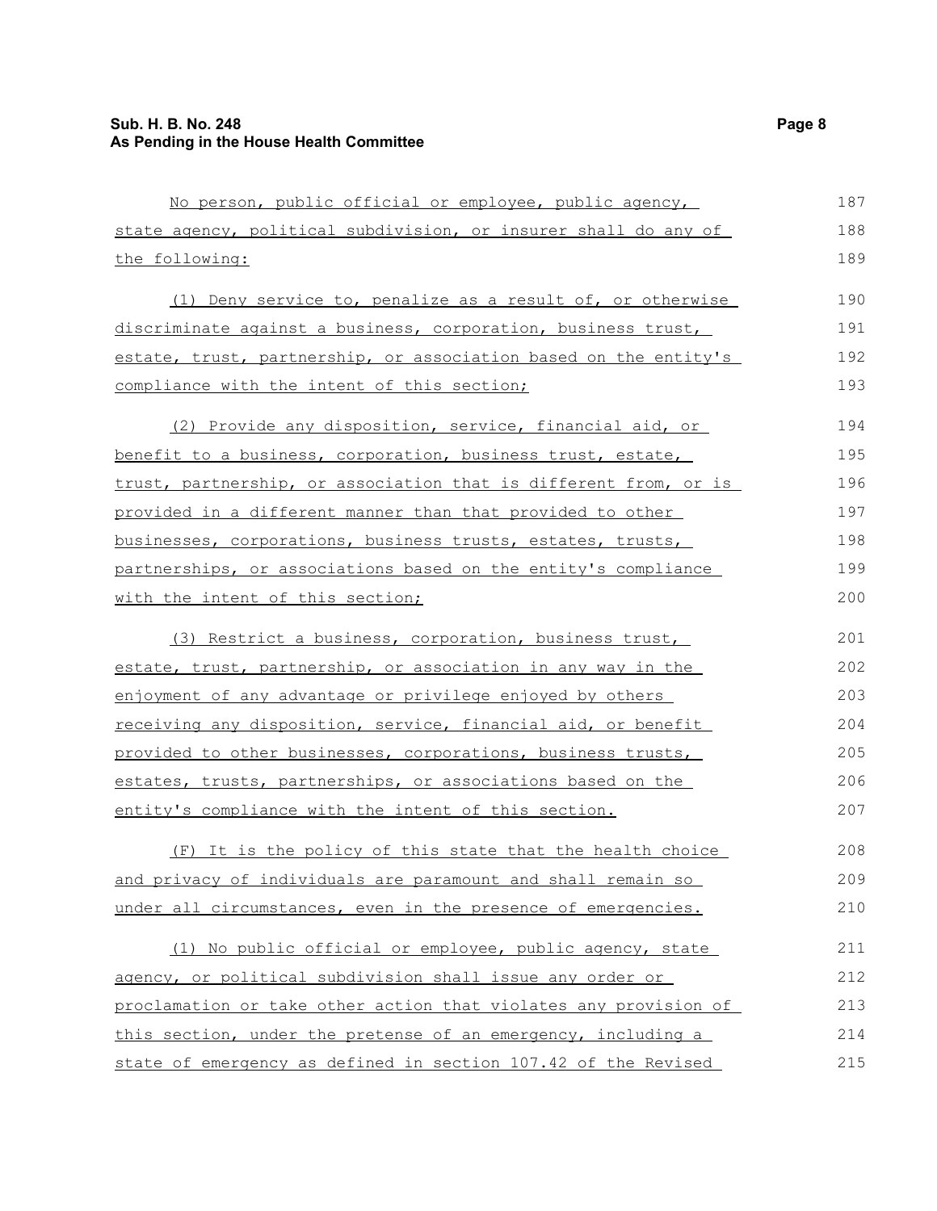No person, public official or employee, public agency, state agency, political subdivision, or insurer shall do any of the following:

(1) Deny service to, penalize as a result of, or otherwise discriminate against a business, corporation, business trust, estate, trust, partnership, or association based on the entity's compliance with the intent of this section;

(2) Provide any disposition, service, financial aid, or benefit to a business, corporation, business trust, estate, trust, partnership, or association that is different from, or is provided in a different manner than that provided to other businesses, corporations, business trusts, estates, trusts, partnerships, or associations based on the entity's compliance with the intent of this section;

(3) Restrict a business, corporation, business trust, estate, trust, partnership, or association in any way in the enjoyment of any advantage or privilege enjoyed by others receiving any disposition, service, financial aid, or benefit provided to other businesses, corporations, business trusts, estates, trusts, partnerships, or associations based on the entity's compliance with the intent of this section.

(F) It is the policy of this state that the health choice and privacy of individuals are paramount and shall remain so under all circumstances, even in the presence of emergencies.

(1) No public official or employee, public agency, state agency, or political subdivision shall issue any order or proclamation or take other action that violates any provision of this section, under the pretense of an emergency, including a state of emergency as defined in section 107.42 of the Revised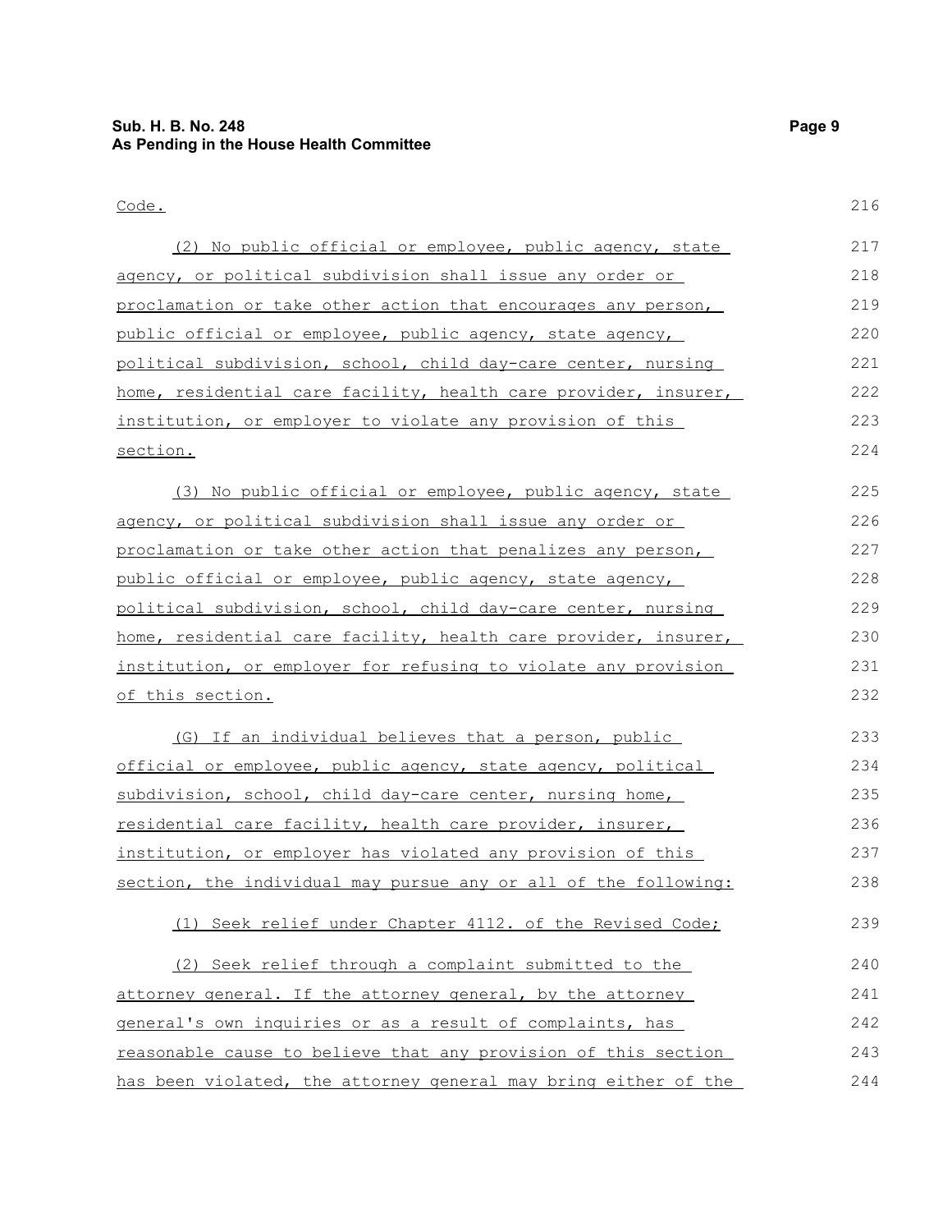Code.

(2) No public official or employee, public agency, state agency, or political subdivision shall issue any order or proclamation or take other action that encourages any person, public official or employee, public agency, state agency, political subdivision, school, child day-care center, nursing home, residential care facility, health care provider, insurer, institution, or employer to violate any provision of this section.

(3) No public official or employee, public agency, state agency, or political subdivision shall issue any order or proclamation or take other action that penalizes any person, public official or employee, public agency, state agency, political subdivision, school, child day-care center, nursing home, residential care facility, health care provider, insurer, institution, or employer for refusing to violate any provision of this section.

(G) If an individual believes that a person, public official or employee, public agency, state agency, political subdivision, school, child day-care center, nursing home, residential care facility, health care provider, insurer, institution, or employer has violated any provision of this section, the individual may pursue any or all of the following:

(1) Seek relief under Chapter 4112. of the Revised Code;

(2) Seek relief through a complaint submitted to the attorney general. If the attorney general, by the attorney general's own inquiries or as a result of complaints, has reasonable cause to believe that any provision of this section has been violated, the attorney general may bring either of the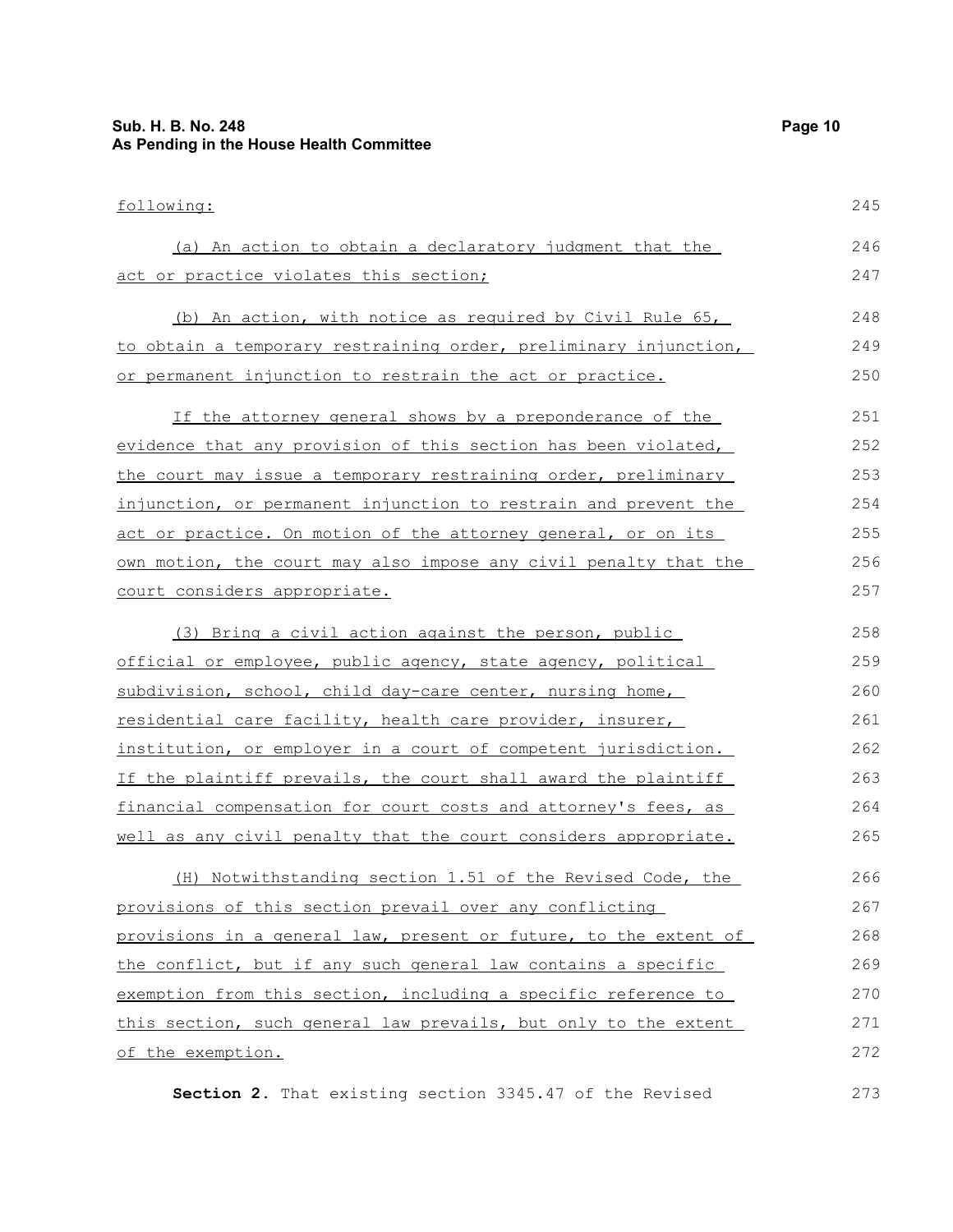following:

(a) An action to obtain a declaratory judgment that the act or practice violates this section;

(b) An action, with notice as required by Civil Rule 65, to obtain a temporary restraining order, preliminary injunction, or permanent injunction to restrain the act or practice.

If the attorney general shows by a preponderance of the evidence that any provision of this section has been violated, the court may issue a temporary restraining order, preliminary injunction, or permanent injunction to restrain and prevent the act or practice. On motion of the attorney general, or on its own motion, the court may also impose any civil penalty that the court considers appropriate.

(3) Bring a civil action against the person, public official or employee, public agency, state agency, political subdivision, school, child day-care center, nursing home, residential care facility, health care provider, insurer, institution, or employer in a court of competent jurisdiction. If the plaintiff prevails, the court shall award the plaintiff financial compensation for court costs and attorney's fees, as well as any civil penalty that the court considers appropriate.

(H) Notwithstanding section 1.51 of the Revised Code, the provisions of this section prevail over any conflicting provisions in a general law, present or future, to the extent of the conflict, but if any such general law contains a specific exemption from this section, including a specific reference to this section, such general law prevails, but only to the extent of the exemption.

**Section 2.** That existing section 3345.47 of the Revised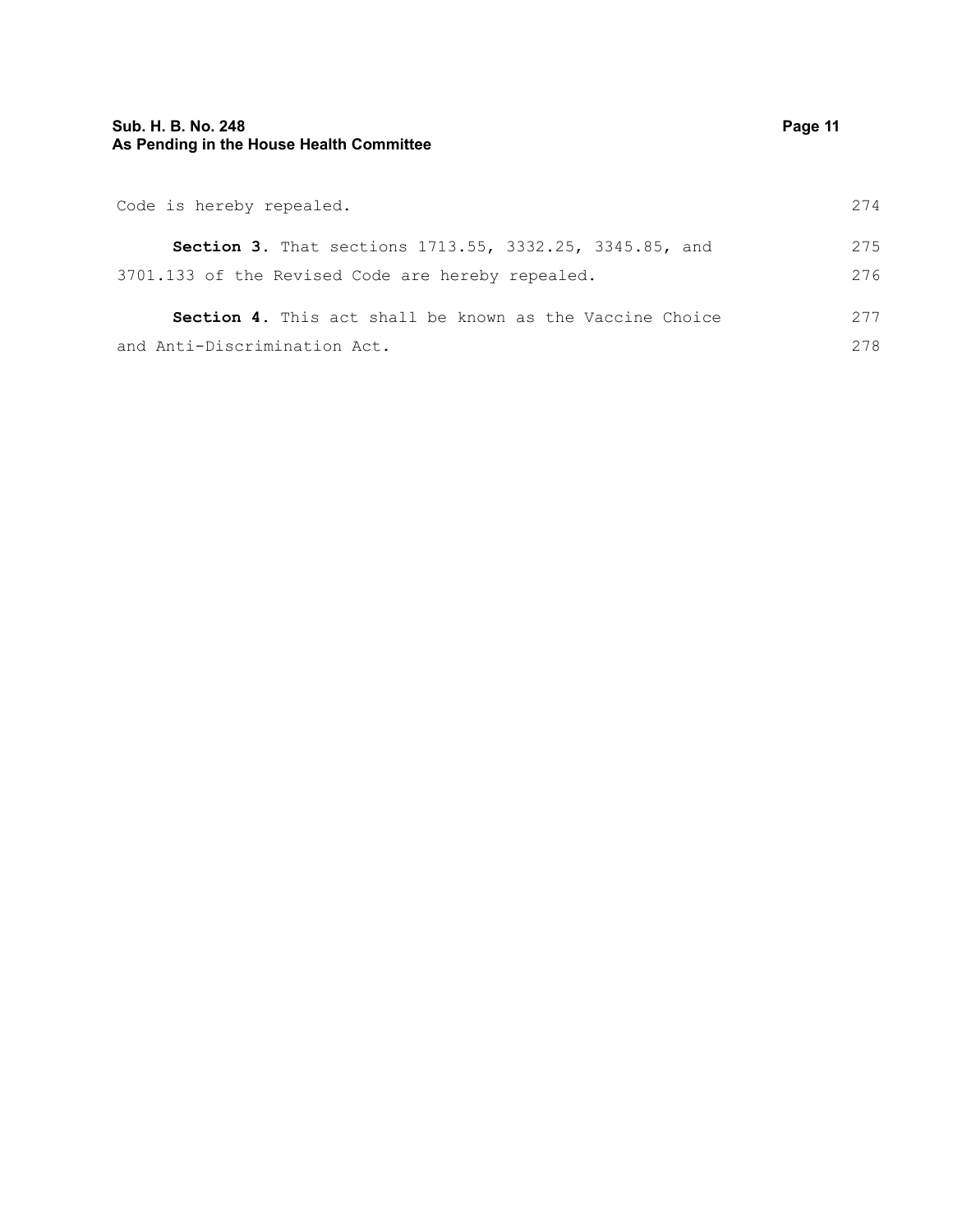Code is hereby repealed.

**Section 3.** That sections 1713.55, 3332.25, 3345.85, and 3701.133 of the Revised Code are hereby repealed.

**Section 4.** This act shall be known as the Vaccine Choice and Anti-Discrimination Act.